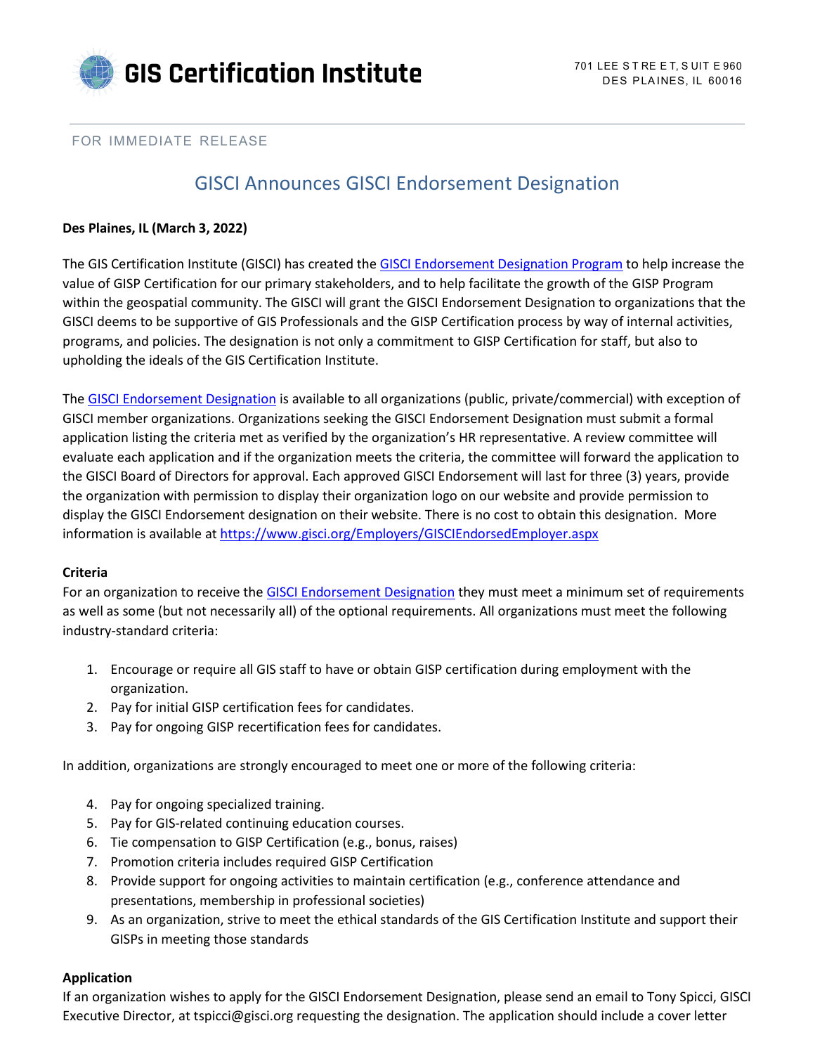**GIS Certification Institute**

701 LEE STREET, SUITE 960
DES PLAINES, IL 60016

FOR IMMEDIATE RELEASE

# GISCI Announces GISCI Endorsement Designation

**Des Plaines, IL (March 3, 2022)**

The GIS Certification Institute (GISCI) has created the GISCI Endorsement Designation Program to help increase the value of GISP Certification for our primary stakeholders, and to help facilitate the growth of the GISP Program within the geospatial community. The GISCI will grant the GISCI Endorsement Designation to organizations that the GISCI deems to be supportive of GIS Professionals and the GISP Certification process by way of internal activities, programs, and policies. The designation is not only a commitment to GISP Certification for staff, but also to upholding the ideals of the GIS Certification Institute.

The GISCI Endorsement Designation is available to all organizations (public, private/commercial) with exception of GISCI member organizations. Organizations seeking the GISCI Endorsement Designation must submit a formal application listing the criteria met as verified by the organization's HR representative. A review committee will evaluate each application and if the organization meets the criteria, the committee will forward the application to the GISCI Board of Directors for approval. Each approved GISCI Endorsement will last for three (3) years, provide the organization with permission to display their organization logo on our website and provide permission to display the GISCI Endorsement designation on their website. There is no cost to obtain this designation. More information is available at https://www.gisci.org/Employers/GISCIEndorsedEmployer.aspx

**Criteria**

For an organization to receive the GISCI Endorsement Designation they must meet a minimum set of requirements as well as some (but not necessarily all) of the optional requirements. All organizations must meet the following industry-standard criteria:

1. Encourage or require all GIS staff to have or obtain GISP certification during employment with the organization.
2. Pay for initial GISP certification fees for candidates.
3. Pay for ongoing GISP recertification fees for candidates.

In addition, organizations are strongly encouraged to meet one or more of the following criteria:

4. Pay for ongoing specialized training.
5. Pay for GIS-related continuing education courses.
6. Tie compensation to GISP Certification (e.g., bonus, raises)
7. Promotion criteria includes required GISP Certification
8. Provide support for ongoing activities to maintain certification (e.g., conference attendance and presentations, membership in professional societies)
9. As an organization, strive to meet the ethical standards of the GIS Certification Institute and support their GISPs in meeting those standards

**Application**

If an organization wishes to apply for the GISCI Endorsement Designation, please send an email to Tony Spicci, GISCI Executive Director, at tspicci@gisci.org requesting the designation. The application should include a cover letter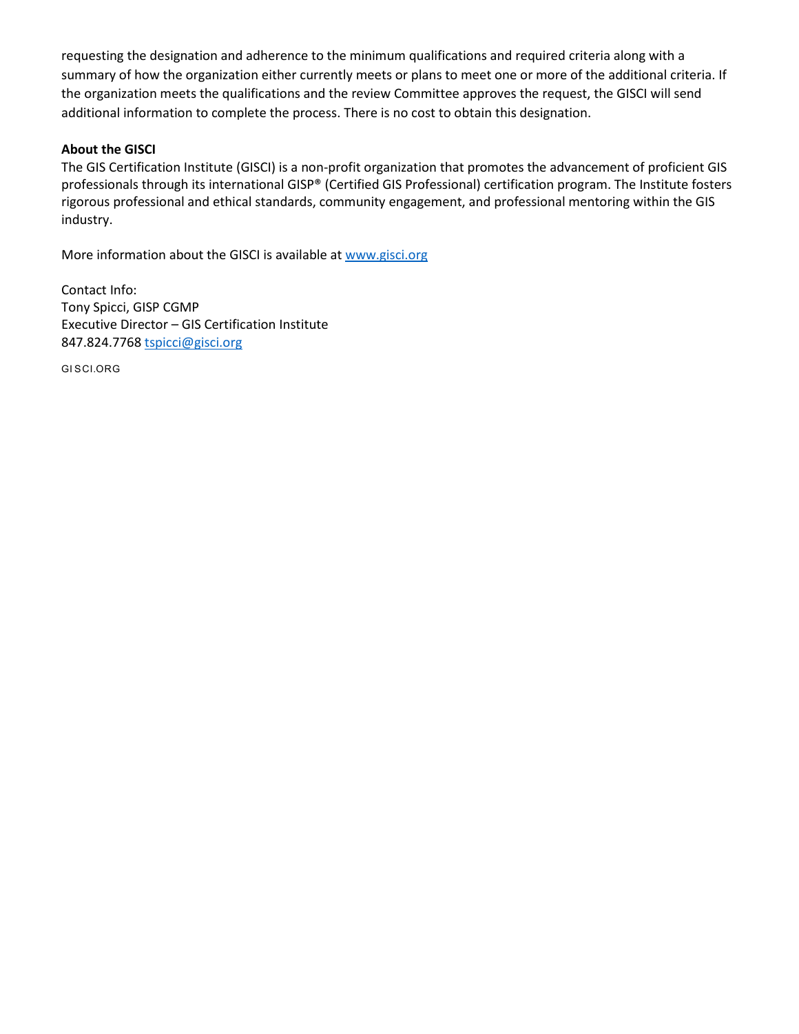requesting the designation and adherence to the minimum qualifications and required criteria along with a summary of how the organization either currently meets or plans to meet one or more of the additional criteria. If the organization meets the qualifications and the review Committee approves the request, the GISCI will send additional information to complete the process. There is no cost to obtain this designation.

**About the GISCI**

The GIS Certification Institute (GISCI) is a non-profit organization that promotes the advancement of proficient GIS professionals through its international GISP® (Certified GIS Professional) certification program. The Institute fosters rigorous professional and ethical standards, community engagement, and professional mentoring within the GIS industry.

More information about the GISCI is available at www.gisci.org

Contact Info:
Tony Spicci, GISP CGMP
Executive Director – GIS Certification Institute
847.824.7768 tspicci@gisci.org

GISCI.ORG